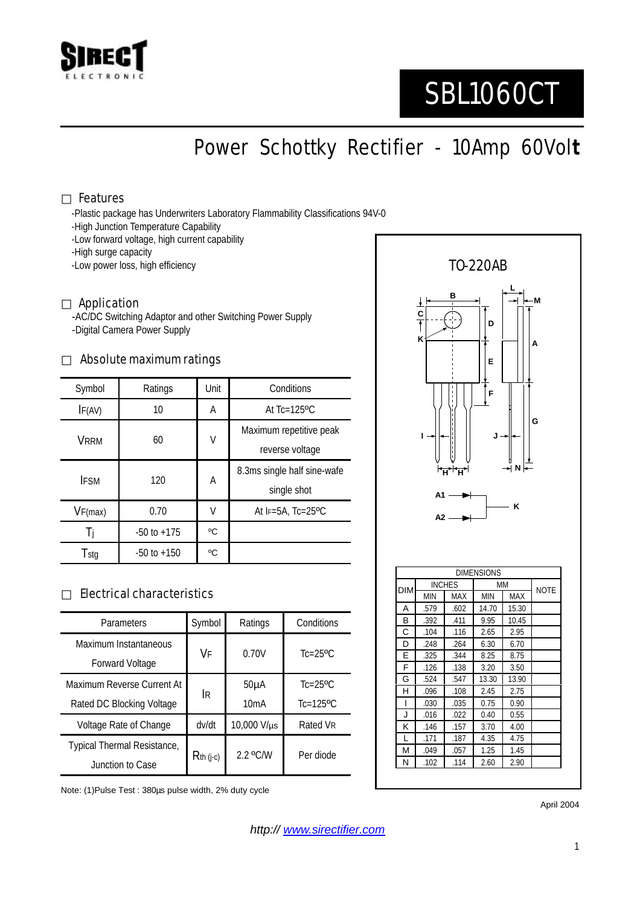# SBL1060CT

## Power Schottky Rectifier - 10Amp 60Volt

### Features

- -Plastic package has Underwriters Laboratory Flammability Classifications 94V-0
- -High Junction Temperature Capability
- -Low forward voltage, high current capability
- -High surge capacity
- -Low power loss, high efficiency

### Application

- -AC/DC Switching Adaptor and other Switching Power Supply
- -Digital Camera Power Supply

### Absolute maximum ratings

| Symbol | Ratings | Unit | Conditions |
|---|---|---|---|
| $I_{F(AV)}$ | 10 | A | At Tc=125ºC |
| $V_{RRM}$ | 60 | V | Maximum repetitive peak reverse voltage |
| $I_{FSM}$ | 120 | A | 8.3ms single half sine-wafe single shot |
| $V_{F(max)}$ | 0.70 | V | At $I_F$=5A, Tc=25ºC |
| $T_j$ | -50 to +175 | ºC | |
| $T_{stg}$ | -50 to +150 | ºC | |

### Electrical characteristics

| Parameters | Symbol | Ratings | Conditions |
|---|---|---|---|
| Maximum Instantaneous Forward Voltage | $V_F$ | 0.70V | Tc=25ºC |
| Maximum Reverse Current At Rated DC Blocking Voltage | $I_R$ | 50µA<br>10mA | Tc=25ºC<br>Tc=125ºC |
| Voltage Rate of Change | dv/dt | 10,000 V/µs | Rated $V_R$ |
| Typical Thermal Resistance, Junction to Case | $R_{th\ (j-c)}$ | 2.2 ºC/W | Per diode |

Note: (1)Pulse Test : 380µs pulse width, 2% duty cycle

### TO-220AB

| DIM | INCHES MIN | INCHES MAX | MM MIN | MM MAX | NOTE |
|---|---|---|---|---|---|
| A | .579 | .602 | 14.70 | 15.30 | |
| B | .392 | .411 | 9.95 | 10.45 | |
| C | .104 | .116 | 2.65 | 2.95 | |
| D | .248 | .264 | 6.30 | 6.70 | |
| E | .325 | .344 | 8.25 | 8.75 | |
| F | .126 | .138 | 3.20 | 3.50 | |
| G | .524 | .547 | 13.30 | 13.90 | |
| H | .096 | .108 | 2.45 | 2.75 | |
| I | .030 | .035 | 0.75 | 0.90 | |
| J | .016 | .022 | 0.40 | 0.55 | |
| K | .146 | .157 | 3.70 | 4.00 | |
| L | .171 | .187 | 4.35 | 4.75 | |
| M | .049 | .057 | 1.25 | 1.45 | |
| N | .102 | .114 | 2.60 | 2.90 | |

April 2004

*http:// www.sirectifier.com*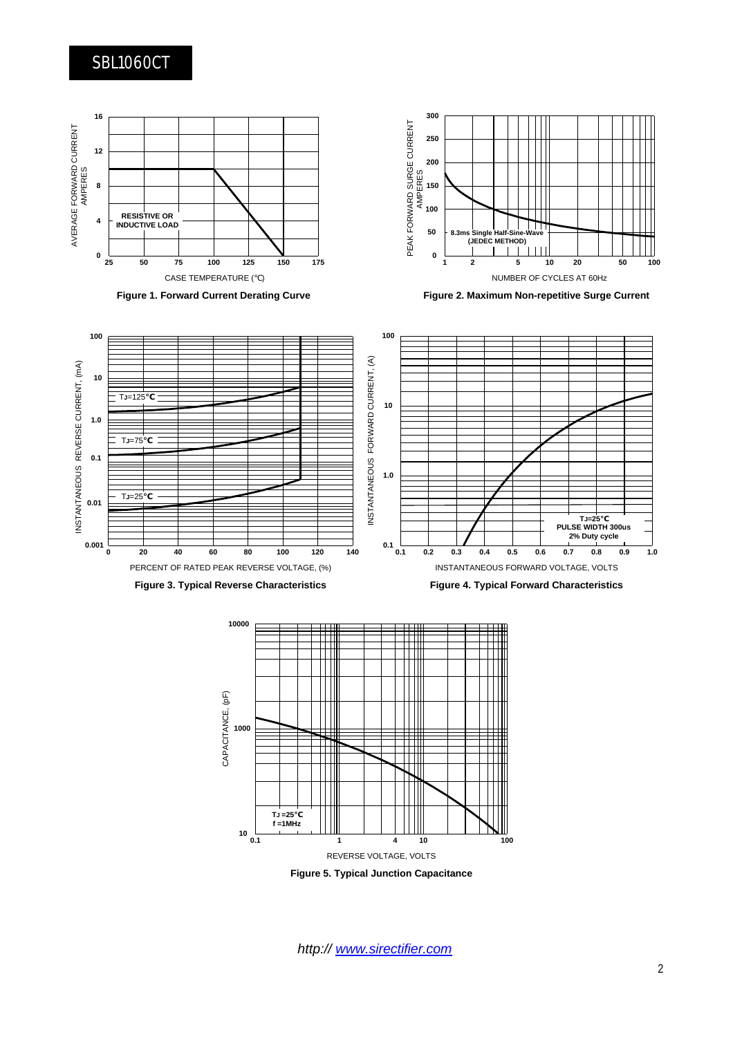SBL1060CT

16
12
8
4
0
AVERAGE FORWARD CURRENT AMPERES
RESISTIVE OR INDUCTIVE LOAD
25 50 75 100 125 150 175
CASE TEMPERATURE (℃)

**Figure 1. Forward Current Derating Curve**

300
250
200
150
100
50
0
PEAK FORWARD SURGE CURRENT AMPERES
8.3ms Single Half-Sine-Wave (JEDEC METHOD)
1 2 5 10 20 50 100
NUMBER OF CYCLES AT 60Hz

**Figure 2. Maximum Non-repetitive Surge Current**

100
10
1.0
0.1
0.01
0.001
INSTANTANEOUS REVERSE CURRENT, (mA)
TJ=125℃
TJ=75℃
TJ=25℃
0 20 40 60 80 100 120 140
PERCENT OF RATED PEAK REVERSE VOLTAGE, (%)

**Figure 3. Typical Reverse Characteristics**

100
10
1.0
0.1
INSTANTANEOUS FORWARD CURRENT, (A)
TJ=25℃
PULSE WIDTH 300us
2% Duty cycle
0.1 0.2 0.3 0.4 0.5 0.6 0.7 0.8 0.9 1.0
INSTANTANEOUS FORWARD VOLTAGE, VOLTS

**Figure 4. Typical Forward Characteristics**

10000
1000
10
CAPACITANCE, (pF)
TJ =25℃
f =1MHz
0.1 1 4 10 100
REVERSE VOLTAGE, VOLTS

**Figure 5. Typical Junction Capacitance**

*http:// www.sirectifier.com*